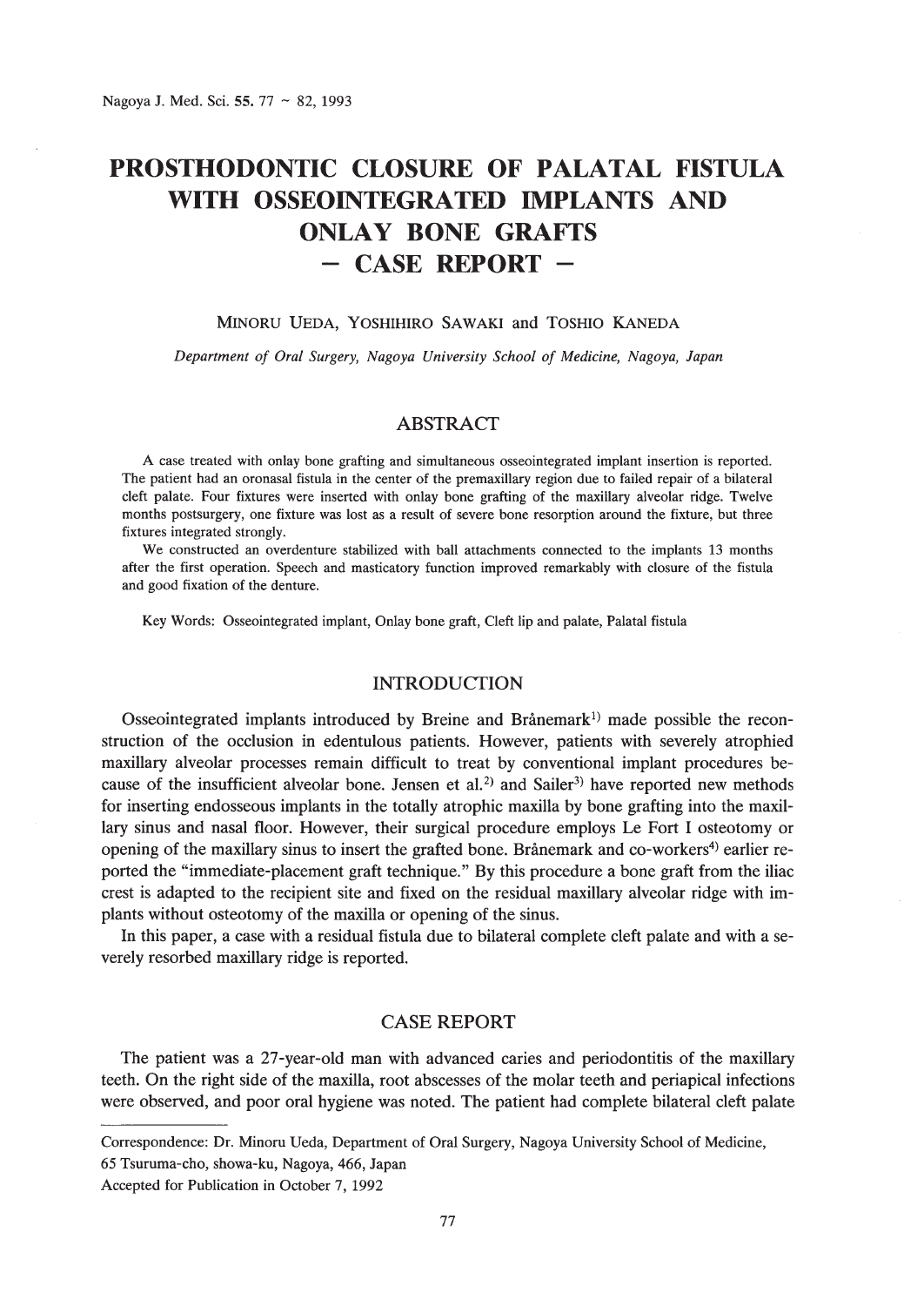# PROSTHODONTIC CLOSURE OF PALATAL FISTULA WITH OSSEOINTEGRATED IMPLANTS AND ONLAY BONE GRAFTS – CASE REPORT –

MINORU UEDA, YOSHIHIRO SAWAKI and TOSHIO KANEDA

*Department of Oral Surgery, Nagoya University School of Medicine, Nagoya, Japan*

## ABSTRACT

A case treated with onlay bone grafting and simultaneous osseointegrated implant insertion is reported. The patient had an oronasal fistula in the center of the premaxillary region due to failed repair of a bilateral cleft palate. Four fixtures were inserted with onlay bone grafting of the maxillary alveolar ridge. Twelve months postsurgery, one fixture was lost as a result of severe bone resorption around the fixture, but three fixtures integrated strongly.

We constructed an overdenture stabilized with ball attachments connected to the implants 13 months after the first operation. Speech and masticatory function improved remarkably with closure of the fistula and good fixation of the denture.

Key Words: Osseointegrated implant, Onlay bone graft, Cleft lip and palate, Palatal fistula

## INTRODUCTION

Osseointegrated implants introduced by Breine and Brånemark[1] made possible the reconstruction of the occlusion in edentulous patients. However, patients with severely atrophied maxillary alveolar processes remain difficult to treat by conventional implant procedures because of the insufficient alveolar bone. Jensen et al.[2] and Sailer[3] have reported new methods for inserting endosseous implants in the totally atrophic maxilla by bone grafting into the maxillary sinus and nasal floor. However, their surgical procedure employs Le Fort I osteotomy or opening of the maxillary sinus to insert the grafted bone. Brånemark and co-workers[4] earlier reported the "immediate-placement graft technique." By this procedure a bone graft from the iliac crest is adapted to the recipient site and fixed on the residual maxillary alveolar ridge with implants without osteotomy of the maxilla or opening of the sinus.

In this paper, a case with a residual fistula due to bilateral complete cleft palate and with a severely resorbed maxillary ridge is reported.

## CASE REPORT

The patient was a 27-year-old man with advanced caries and periodontitis of the maxillary teeth. On the right side of the maxilla, root abscesses of the molar teeth and periapical infections were observed, and poor oral hygiene was noted. The patient had complete bilateral cleft palate

---

Correspondence: Dr. Minoru Ueda, Department of Oral Surgery, Nagoya University School of Medicine, 65 Tsuruma-cho, showa-ku, Nagoya, 466, Japan

Accepted for Publication in October 7, 1992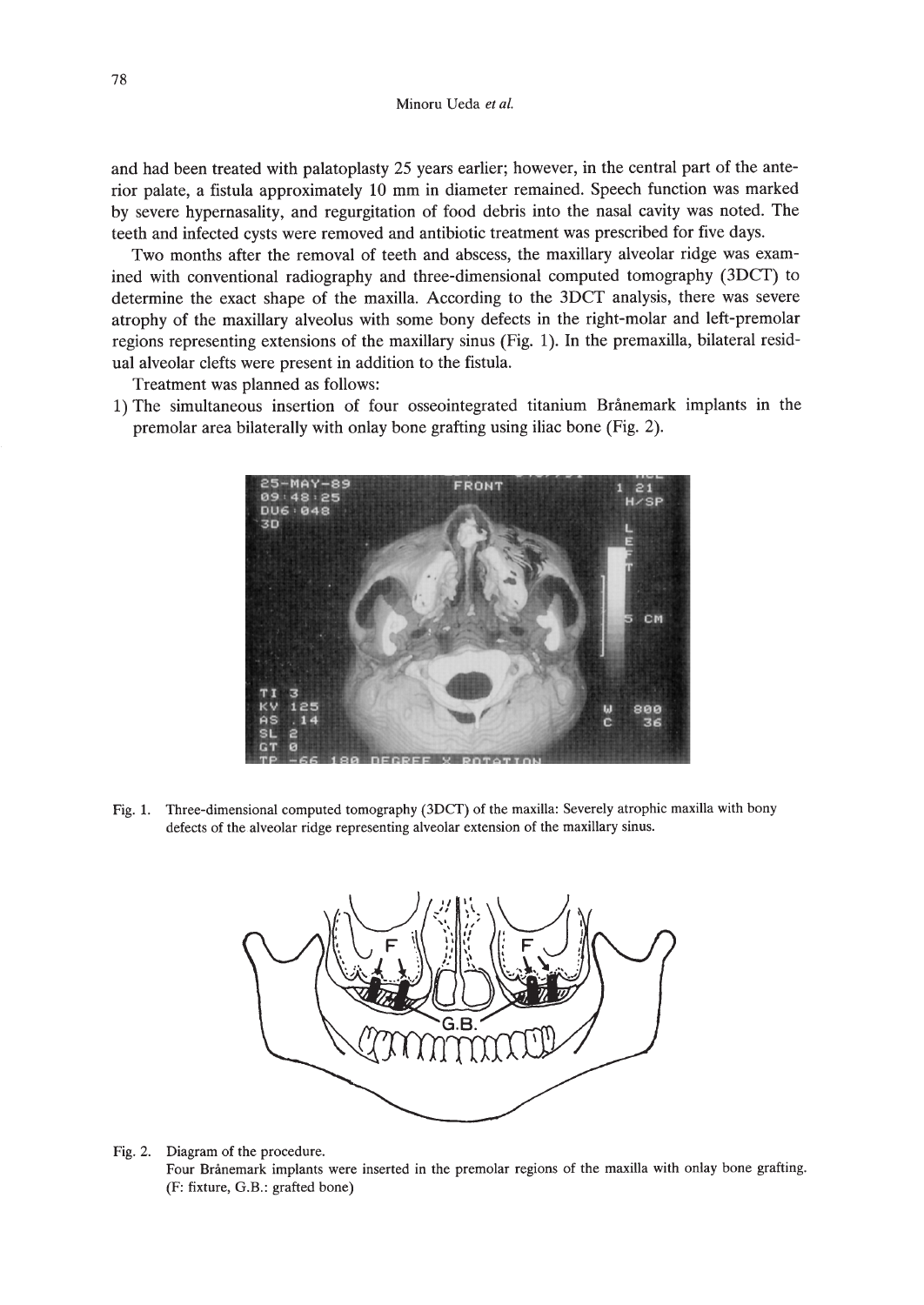and had been treated with palatoplasty 25 years earlier; however, in the central part of the anterior palate, a fistula approximately 10 mm in diameter remained. Speech function was marked by severe hypernasality, and regurgitation of food debris into the nasal cavity was noted. The teeth and infected cysts were removed and antibiotic treatment was prescribed for five days.

Two months after the removal of teeth and abscess, the maxillary alveolar ridge was examined with conventional radiography and three-dimensional computed tomography (3DCT) to determine the exact shape of the maxilla. According to the 3DCT analysis, there was severe atrophy of the maxillary alveolus with some bony defects in the right-molar and left-premolar regions representing extensions of the maxillary sinus (Fig. 1). In the premaxilla, bilateral residual alveolar clefts were present in addition to the fistula.

Treatment was planned as follows:

1) The simultaneous insertion of four osseointegrated titanium Brånemark implants in the premolar area bilaterally with onlay bone grafting using iliac bone (Fig. 2).

Fig. 1. Three-dimensional computed tomography (3DCT) of the maxilla: Severely atrophic maxilla with bony defects of the alveolar ridge representing alveolar extension of the maxillary sinus.

Fig. 2. Diagram of the procedure.
Four Brånemark implants were inserted in the premolar regions of the maxilla with onlay bone grafting. (F: fixture, G.B.: grafted bone)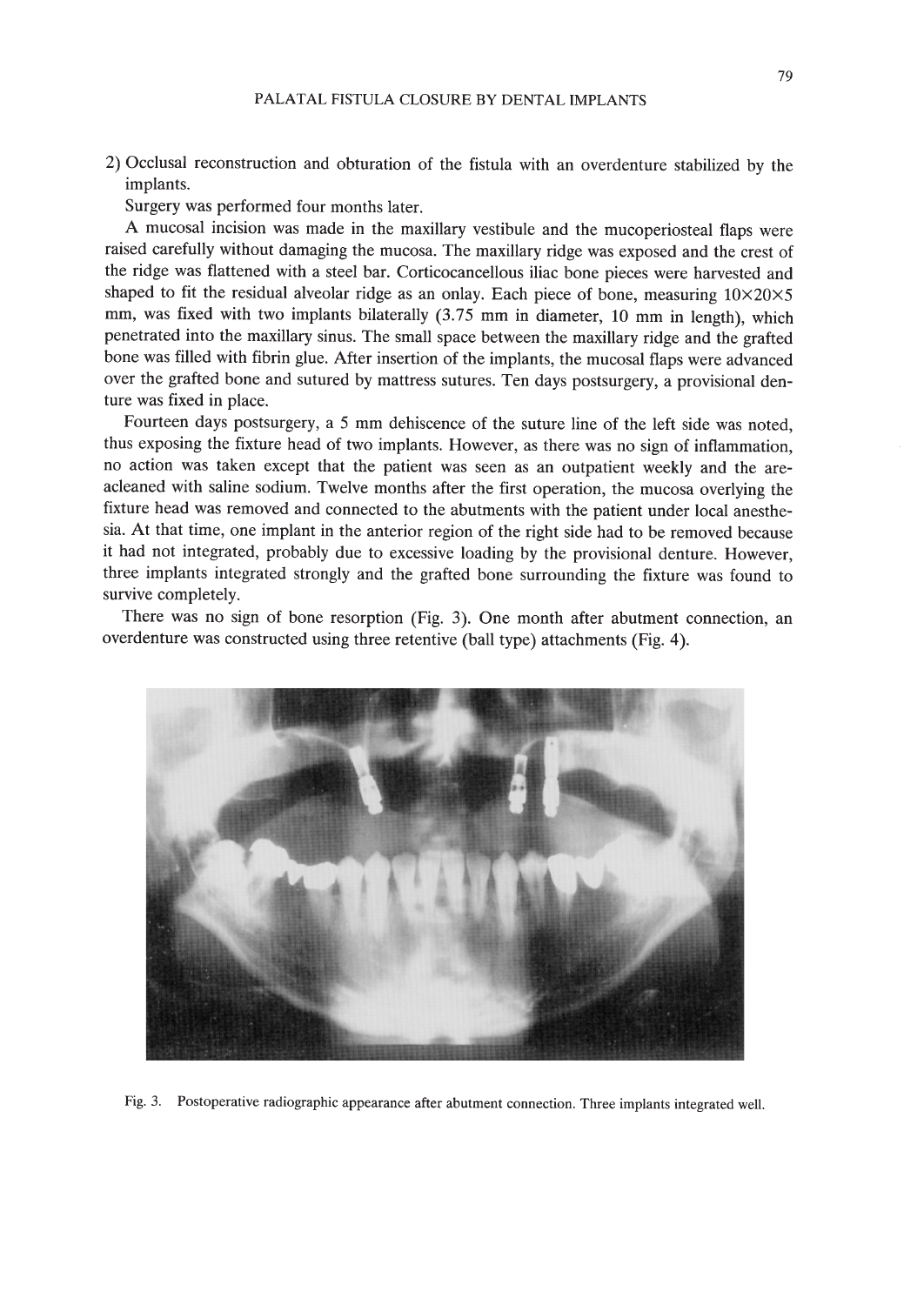2) Occlusal reconstruction and obturation of the fistula with an overdenture stabilized by the implants.

Surgery was performed four months later.

A mucosal incision was made in the maxillary vestibule and the mucoperiosteal flaps were raised carefully without damaging the mucosa. The maxillary ridge was exposed and the crest of the ridge was flattened with a steel bar. Corticocancellous iliac bone pieces were harvested and shaped to fit the residual alveolar ridge as an onlay. Each piece of bone, measuring 10×20×5 mm, was fixed with two implants bilaterally (3.75 mm in diameter, 10 mm in length), which penetrated into the maxillary sinus. The small space between the maxillary ridge and the grafted bone was filled with fibrin glue. After insertion of the implants, the mucosal flaps were advanced over the grafted bone and sutured by mattress sutures. Ten days postsurgery, a provisional denture was fixed in place.

Fourteen days postsurgery, a 5 mm dehiscence of the suture line of the left side was noted, thus exposing the fixture head of two implants. However, as there was no sign of inflammation, no action was taken except that the patient was seen as an outpatient weekly and the area cleaned with saline sodium. Twelve months after the first operation, the mucosa overlying the fixture head was removed and connected to the abutments with the patient under local anesthesia. At that time, one implant in the anterior region of the right side had to be removed because it had not integrated, probably due to excessive loading by the provisional denture. However, three implants integrated strongly and the grafted bone surrounding the fixture was found to survive completely.

There was no sign of bone resorption (Fig. 3). One month after abutment connection, an overdenture was constructed using three retentive (ball type) attachments (Fig. 4).

Fig. 3. Postoperative radiographic appearance after abutment connection. Three implants integrated well.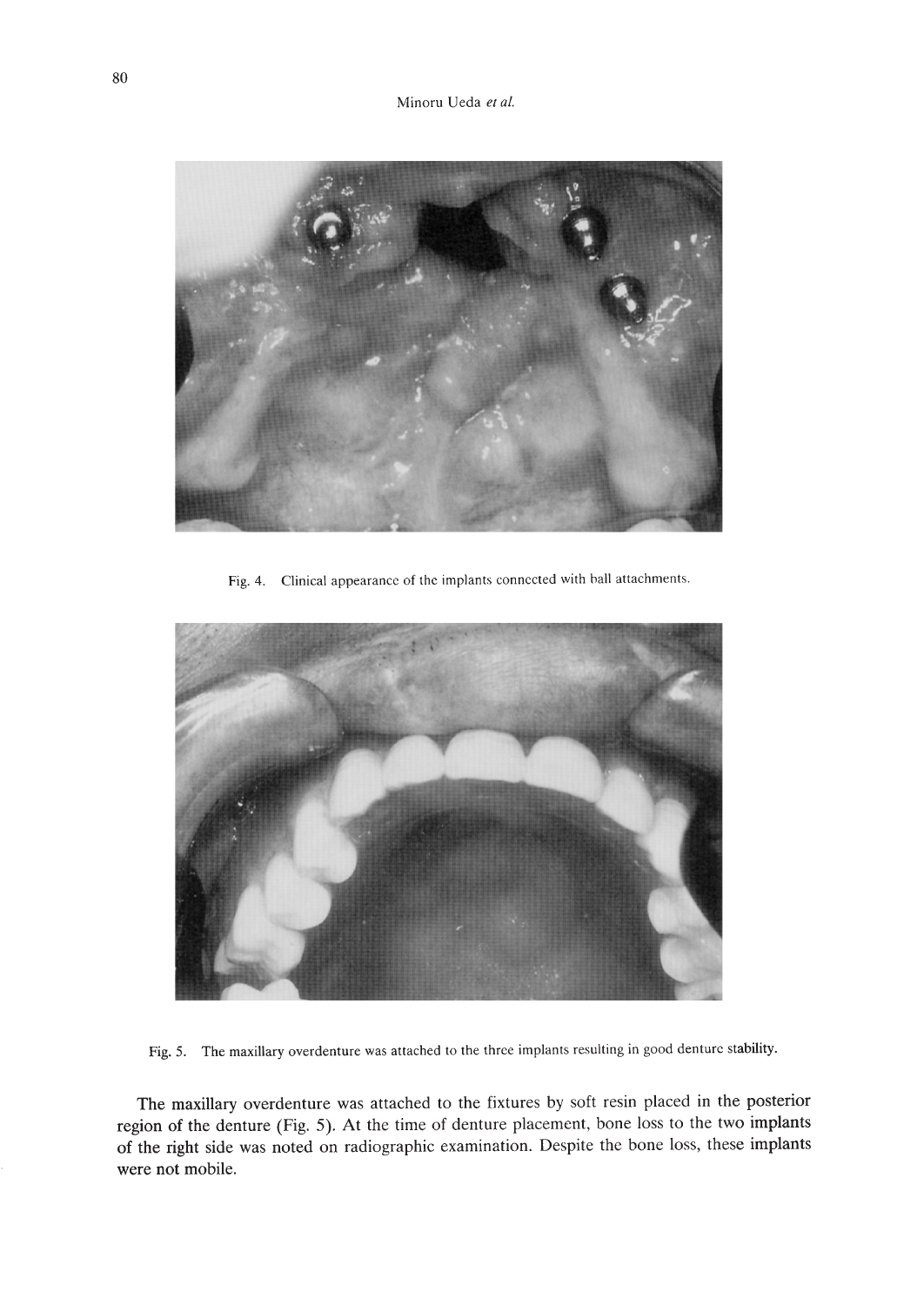Fig. 4. Clinical appearance of the implants connected with ball attachments.

Fig. 5. The maxillary overdenture was attached to the three implants resulting in good denture stability.

The maxillary overdenture was attached to the fixtures by soft resin placed in the posterior region of the denture (Fig. 5). At the time of denture placement, bone loss to the two implants of the right side was noted on radiographic examination. Despite the bone loss, these implants were not mobile.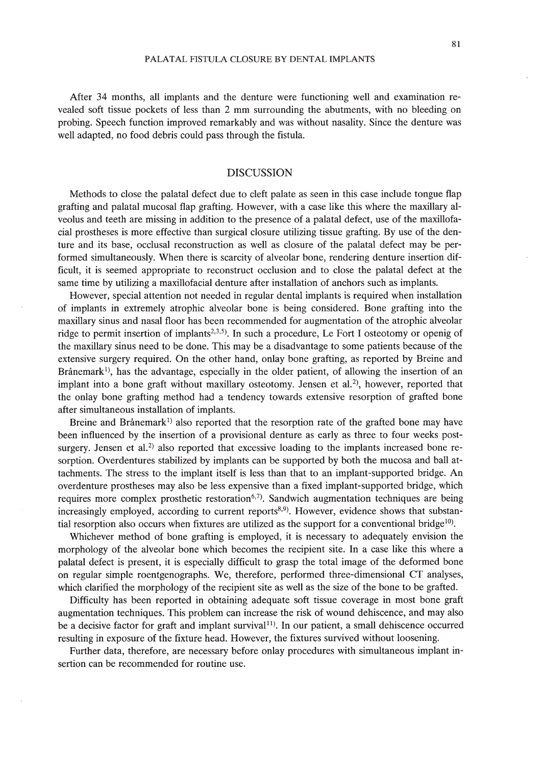After 34 months, all implants and the denture were functioning well and examination revealed soft tissue pockets of less than 2 mm surrounding the abutments, with no bleeding on probing. Speech function improved remarkably and was without nasality. Since the denture was well adapted, no food debris could pass through the fistula.

## DISCUSSION

Methods to close the palatal defect due to cleft palate as seen in this case include tongue flap grafting and palatal mucosal flap grafting. However, with a case like this where the maxillary alveolus and teeth are missing in addition to the presence of a palatal defect, use of the maxillofacial prostheses is more effective than surgical closure utilizing tissue grafting. By use of the denture and its base, occlusal reconstruction as well as closure of the palatal defect may be performed simultaneously. When there is scarcity of alveolar bone, rendering denture insertion difficult, it is seemed appropriate to reconstruct occlusion and to close the palatal defect at the same time by utilizing a maxillofacial denture after installation of anchors such as implants.

However, special attention not needed in regular dental implants is required when installation of implants in extremely atrophic alveolar bone is being considered. Bone grafting into the maxillary sinus and nasal floor has been recommended for augmentation of the atrophic alveolar ridge to permit insertion of implants[2,3,5]. In such a procedure, Le Fort I osteotomy or openig of the maxillary sinus need to be done. This may be a disadvantage to some patients because of the extensive surgery required. On the other hand, onlay bone grafting, as reported by Breine and Brånemark[1], has the advantage, especially in the older patient, of allowing the insertion of an implant into a bone graft without maxillary osteotomy. Jensen et al.[2], however, reported that the onlay bone grafting method had a tendency towards extensive resorption of grafted bone after simultaneous installation of implants.

Breine and Brånemark[1] also reported that the resorption rate of the grafted bone may have been influenced by the insertion of a provisional denture as early as three to four weeks post-surgery. Jensen et al.[2] also reported that excessive loading to the implants increased bone resorption. Overdentures stabilized by implants can be supported by both the mucosa and ball attachments. The stress to the implant itself is less than that to an implant-supported bridge. An overdenture prostheses may also be less expensive than a fixed implant-supported bridge, which requires more complex prosthetic restoration[6,7]. Sandwich augmentation techniques are being increasingly employed, according to current reports[8,9]. However, evidence shows that substantial resorption also occurs when fixtures are utilized as the support for a conventional bridge[10].

Whichever method of bone grafting is employed, it is necessary to adequately envision the morphology of the alveolar bone which becomes the recipient site. In a case like this where a palatal defect is present, it is especially difficult to grasp the total image of the deformed bone on regular simple roentgenographs. We, therefore, performed three-dimensional CT analyses, which clarified the morphology of the recipient site as well as the size of the bone to be grafted.

Difficulty has been reported in obtaining adequate soft tissue coverage in most bone graft augmentation techniques. This problem can increase the risk of wound dehiscence, and may also be a decisive factor for graft and implant survival[11]. In our patient, a small dehiscence occurred resulting in exposure of the fixture head. However, the fixtures survived without loosening.

Further data, therefore, are necessary before onlay procedures with simultaneous implant insertion can be recommended for routine use.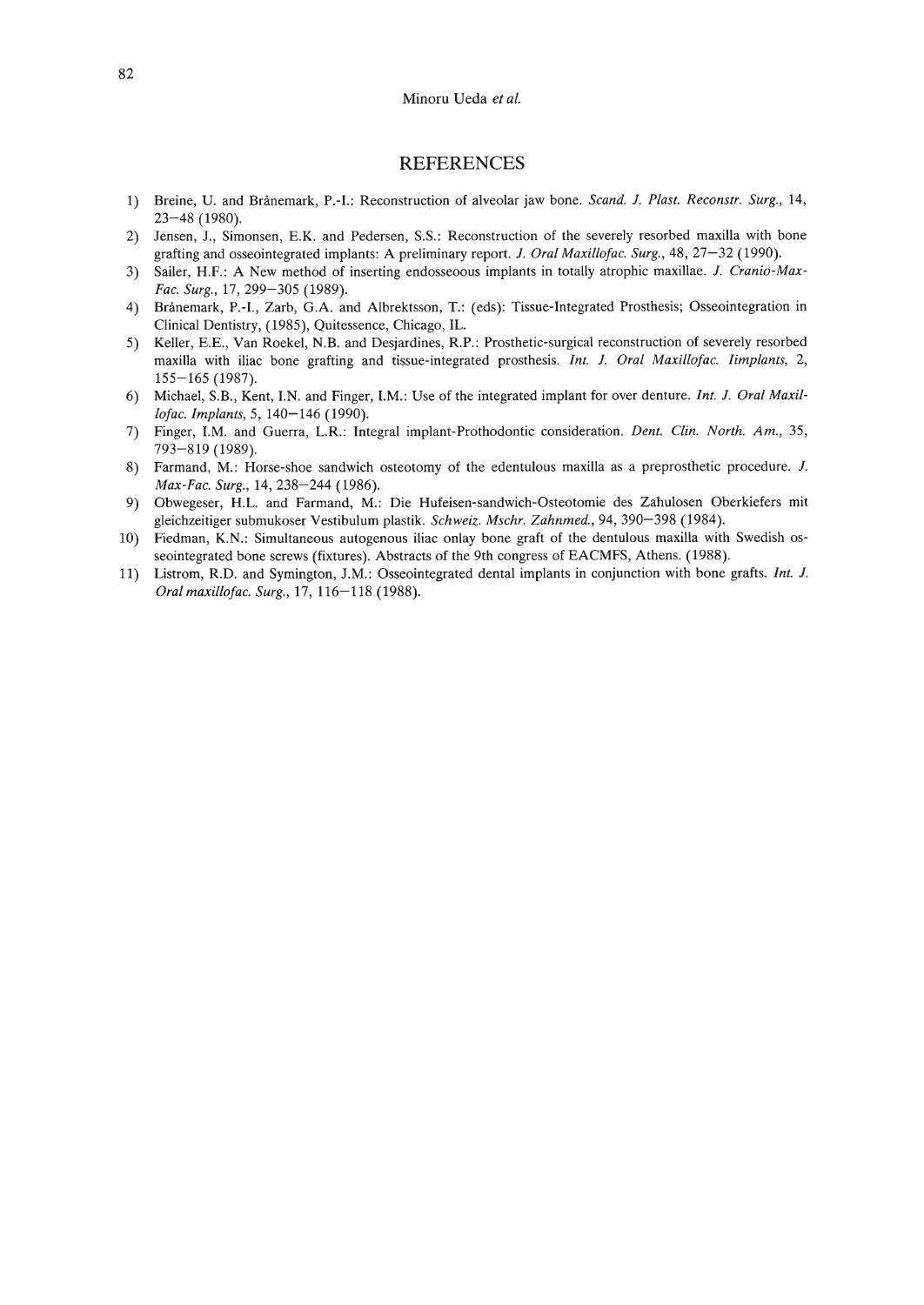## REFERENCES

1) Breine, U. and Brånemark, P.-I.: Reconstruction of alveolar jaw bone. *Scand. J. Plast. Reconstr. Surg.*, 14, 23–48 (1980).
2) Jensen, J., Simonsen, E.K. and Pedersen, S.S.: Reconstruction of the severely resorbed maxilla with bone grafting and osseointegrated implants: A preliminary report. *J. Oral Maxillofac. Surg.*, 48, 27–32 (1990).
3) Sailer, H.F.: A New method of inserting endosseoous implants in totally atrophic maxillae. *J. Cranio-Max-Fac. Surg.*, 17, 299–305 (1989).
4) Brånemark, P.-I., Zarb, G.A. and Albrektsson, T.: (eds): Tissue-Integrated Prosthesis; Osseointegration in Clinical Dentistry, (1985), Quitessence, Chicago, IL.
5) Keller, E.E., Van Roekel, N.B. and Desjardines, R.P.: Prosthetic-surgical reconstruction of severely resorbed maxilla with iliac bone grafting and tissue-integrated prosthesis. *Int. J. Oral Maxillofac. Iimplants*, 2, 155–165 (1987).
6) Michael, S.B., Kent, I.N. and Finger, I.M.: Use of the integrated implant for over denture. *Int. J. Oral Maxillofac. Implants*, 5, 140–146 (1990).
7) Finger, I.M. and Guerra, L.R.: Integral implant-Prothodontic consideration. *Dent. Clin. North. Am.*, 35, 793–819 (1989).
8) Farmand, M.: Horse-shoe sandwich osteotomy of the edentulous maxilla as a preprosthetic procedure. *J. Max-Fac. Surg.*, 14, 238–244 (1986).
9) Obwegeser, H.L. and Farmand, M.: Die Hufeisen-sandwich-Osteotomie des Zahulosen Oberkiefers mit gleichzeitiger submukoser Vestibulum plastik. *Schweiz. Mschr. Zahnmed.*, 94, 390–398 (1984).
10) Fiedman, K.N.: Simultaneous autogenous iliac onlay bone graft of the dentulous maxilla with Swedish osseointegrated bone screws (fixtures). Abstracts of the 9th congress of EACMFS, Athens. (1988).
11) Listrom, R.D. and Symington, J.M.: Osseointegrated dental implants in conjunction with bone grafts. *Int. J. Oral maxillofac. Surg.*, 17, 116–118 (1988).